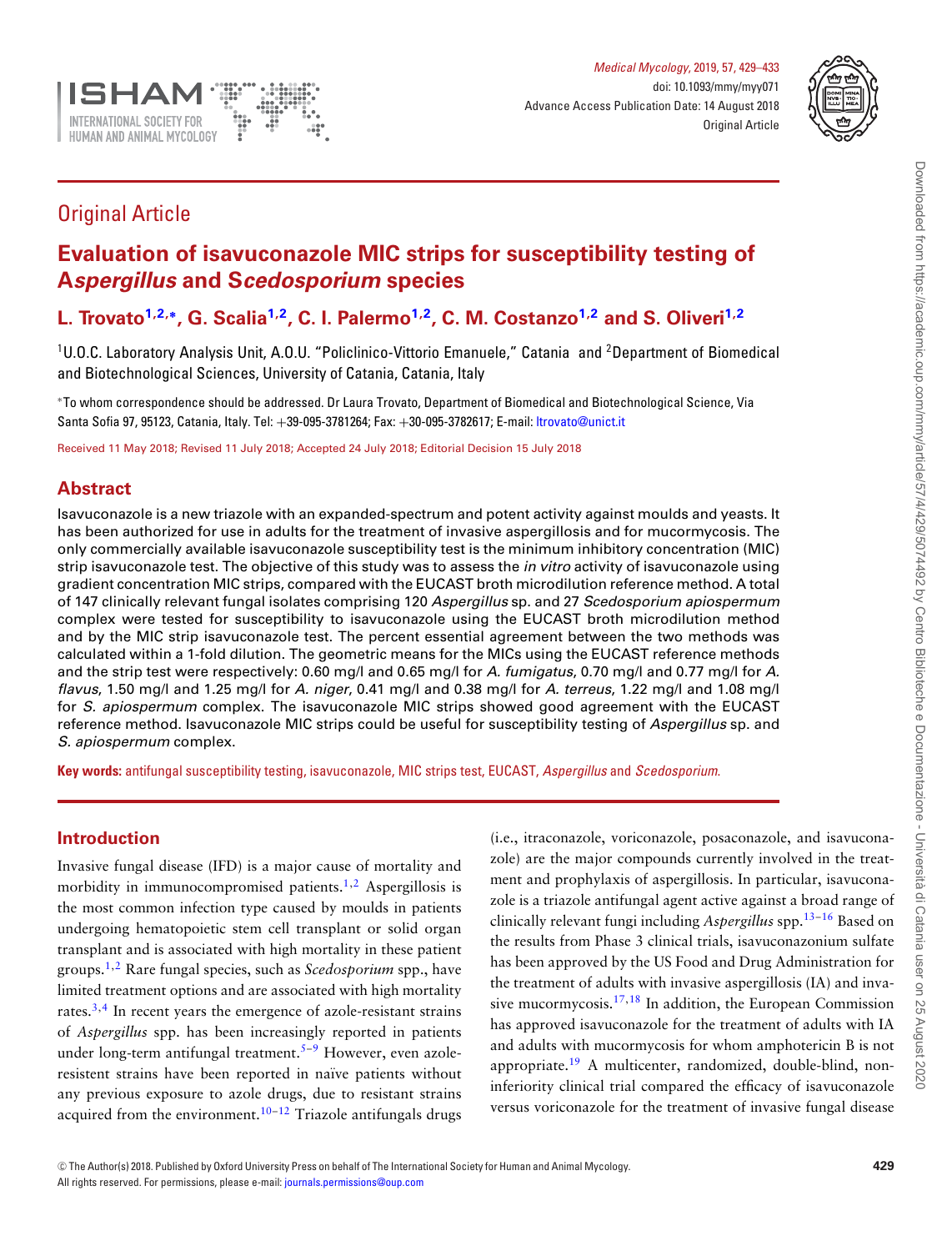Original Article

# Evaluation of isavuconazole MIC strips for susceptibility testing of *Aspergillus* and *Scedosporium* species

**L. Trovato[1,2,*], G. Scalia[1,2], C. I. Palermo[1,2], C. M. Costanzo[1,2] and S. Oliveri[1,2]**

[1]U.O.C. Laboratory Analysis Unit, A.O.U. "Policlinico-Vittorio Emanuele," Catania and [2]Department of Biomedical and Biotechnological Sciences, University of Catania, Catania, Italy

*To whom correspondence should be addressed. Dr Laura Trovato, Department of Biomedical and Biotechnological Science, Via Santa Sofia 97, 95123, Catania, Italy. Tel: +39-095-3781264; Fax: +30-095-3782617; E-mail: ltrovato@unict.it

Received 11 May 2018; Revised 11 July 2018; Accepted 24 July 2018; Editorial Decision 15 July 2018

## Abstract

Isavuconazole is a new triazole with an expanded-spectrum and potent activity against moulds and yeasts. It has been authorized for use in adults for the treatment of invasive aspergillosis and for mucormycosis. The only commercially available isavuconazole susceptibility test is the minimum inhibitory concentration (MIC) strip isavuconazole test. The objective of this study was to assess the *in vitro* activity of isavuconazole using gradient concentration MIC strips, compared with the EUCAST broth microdilution reference method. A total of 147 clinically relevant fungal isolates comprising 120 *Aspergillus* sp. and 27 *Scedosporium apiospermum* complex were tested for susceptibility to isavuconazole using the EUCAST broth microdilution method and by the MIC strip isavuconazole test. The percent essential agreement between the two methods was calculated within a 1-fold dilution. The geometric means for the MICs using the EUCAST reference methods and the strip test were respectively: 0.60 mg/l and 0.65 mg/l for *A. fumigatus*, 0.70 mg/l and 0.77 mg/l for *A. flavus*, 1.50 mg/l and 1.25 mg/l for *A. niger*, 0.41 mg/l and 0.38 mg/l for *A. terreus*, 1.22 mg/l and 1.08 mg/l for *S. apiospermum* complex. The isavuconazole MIC strips showed good agreement with the EUCAST reference method. Isavuconazole MIC strips could be useful for susceptibility testing of *Aspergillus* sp. and *S. apiospermum* complex.

**Key words:** antifungal susceptibility testing, isavuconazole, MIC strips test, EUCAST, *Aspergillus* and *Scedosporium*.

## Introduction

Invasive fungal disease (IFD) is a major cause of mortality and morbidity in immunocompromised patients.[1,2] Aspergillosis is the most common infection type caused by moulds in patients undergoing hematopoietic stem cell transplant or solid organ transplant and is associated with high mortality in these patient groups.[1,2] Rare fungal species, such as *Scedosporium* spp., have limited treatment options and are associated with high mortality rates.[3,4] In recent years the emergence of azole-resistant strains of *Aspergillus* spp. has been increasingly reported in patients under long-term antifungal treatment.[5–9] However, even azole-resistent strains have been reported in naïve patients without any previous exposure to azole drugs, due to resistant strains acquired from the environment.[10–12] Triazole antifungals drugs (i.e., itraconazole, voriconazole, posaconazole, and isavuconazole) are the major compounds currently involved in the treatment and prophylaxis of aspergillosis. In particular, isavuconazole is a triazole antifungal agent active against a broad range of clinically relevant fungi including *Aspergillus* spp.[13–16] Based on the results from Phase 3 clinical trials, isavuconazonium sulfate has been approved by the US Food and Drug Administration for the treatment of adults with invasive aspergillosis (IA) and invasive mucormycosis.[17,18] In addition, the European Commission has approved isavuconazole for the treatment of adults with IA and adults with mucormycosis for whom amphotericin B is not appropriate.[19] A multicenter, randomized, double-blind, non-inferiority clinical trial compared the efficacy of isavuconazole versus voriconazole for the treatment of invasive fungal disease

© The Author(s) 2018. Published by Oxford University Press on behalf of The International Society for Human and Animal Mycology. All rights reserved. For permissions, please e-mail: journals.permissions@oup.com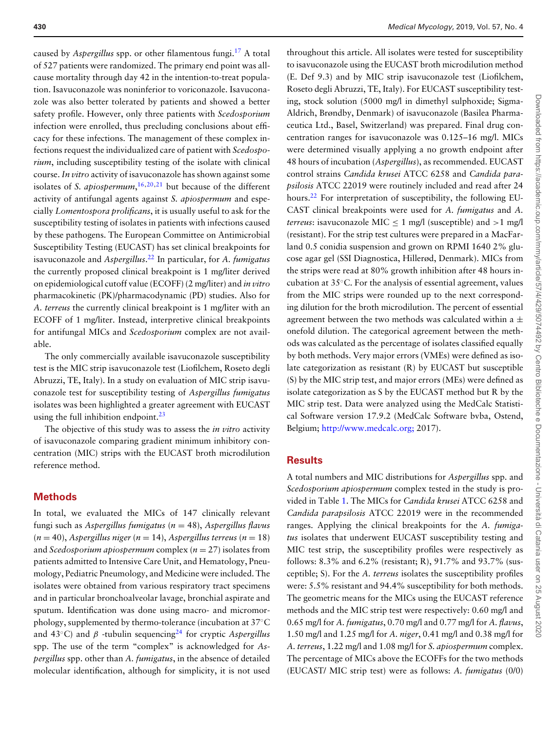caused by *Aspergillus* spp. or other filamentous fungi.[17] A total of 527 patients were randomized. The primary end point was all-cause mortality through day 42 in the intention-to-treat population. Isavuconazole was noninferior to voriconazole. Isavuconazole was also better tolerated by patients and showed a better safety profile. However, only three patients with *Scedosporium* infection were enrolled, thus precluding conclusions about efficacy for these infections. The management of these complex infections request the individualized care of patient with *Scedosporium*, including susceptibility testing of the isolate with clinical course. *In vitro* activity of isavuconazole has shown against some isolates of *S. apiospermum*,[16,20,21] but because of the different activity of antifungal agents against *S. apiospermum* and especially *Lomentospora prolificans*, it is usually useful to ask for the susceptibility testing of isolates in patients with infections caused by these pathogens. The European Committee on Antimicrobial Susceptibility Testing (EUCAST) has set clinical breakpoints for isavuconazole and *Aspergillus*.[22] In particular, for *A. fumigatus* the currently proposed clinical breakpoint is 1 mg/liter derived on epidemiological cutoff value (ECOFF) (2 mg/liter) and *in vitro* pharmacokinetic (PK)/pharmacodynamic (PD) studies. Also for *A. terreus* the currently clinical breakpoint is 1 mg/liter with an ECOFF of 1 mg/liter. Instead, interpretive clinical breakpoints for antifungal MICs and *Scedosporium* complex are not available.

The only commercially available isavuconazole susceptibility test is the MIC strip isavuconazole test (Liofilchem, Roseto degli Abruzzi, TE, Italy). In a study on evaluation of MIC strip isavuconazole test for susceptibility testing of *Aspergillus fumigatus* isolates was been highlighted a greater agreement with EUCAST using the full inhibition endpoint.[23]

The objective of this study was to assess the *in vitro* activity of isavuconazole comparing gradient minimum inhibitory concentration (MIC) strips with the EUCAST broth microdilution reference method.

## Methods

In total, we evaluated the MICs of 147 clinically relevant fungi such as *Aspergillus fumigatus* ($n = 48$), *Aspergillus flavus* ($n = 40$), *Aspergillus niger* ($n = 14$), *Aspergillus terreus* ($n = 18$) and *Scedosporium apiospermum* complex ($n = 27$) isolates from patients admitted to Intensive Care Unit, and Hematology, Pneumology, Pediatric Pneumology, and Medicine were included. The isolates were obtained from various respiratory tract specimens and in particular bronchoalveolar lavage, bronchial aspirate and sputum. Identification was done using macro- and micromorphology, supplemented by thermo-tolerance (incubation at 37°C and 43°C) and $\beta$ -tubulin sequencing[24] for cryptic *Aspergillus* spp. The use of the term "complex" is acknowledged for *Aspergillus* spp. other than *A. fumigatus*, in the absence of detailed molecular identification, although for simplicity, it is not used throughout this article. All isolates were tested for susceptibility to isavuconazole using the EUCAST broth microdilution method (E. Def 9.3) and by MIC strip isavuconazole test (Liofilchem, Roseto degli Abruzzi, TE, Italy). For EUCAST susceptibility testing, stock solution (5000 mg/l in dimethyl sulphoxide; Sigma-Aldrich, Brøndby, Denmark) of isavuconazole (Basilea Pharmaceutica Ltd., Basel, Switzerland) was prepared. Final drug concentration ranges for isavuconazole was 0.125–16 mg/l. MICs were determined visually applying a no growth endpoint after 48 hours of incubation (*Aspergillus*), as recommended. EUCAST control strains *Candida krusei* ATCC 6258 and *Candida parapsilosis* ATCC 22019 were routinely included and read after 24 hours.[22] For interpretation of susceptibility, the following EUCAST clinical breakpoints were used for *A. fumigatus* and *A. terreus*: isavuconazole MIC $\leq$ 1 mg/l (susceptible) and >1 mg/l (resistant). For the strip test cultures were prepared in a MacFarland 0.5 conidia suspension and grown on RPMI 1640 2% glucose agar gel (SSI Diagnostica, Hillerød, Denmark). MICs from the strips were read at 80% growth inhibition after 48 hours incubation at 35°C. For the analysis of essential agreement, values from the MIC strips were rounded up to the next corresponding dilution for the broth microdilution. The percent of essential agreement between the two methods was calculated within a $\pm$ onefold dilution. The categorical agreement between the methods was calculated as the percentage of isolates classified equally by both methods. Very major errors (VMEs) were defined as isolate categorization as resistant (R) by EUCAST but susceptible (S) by the MIC strip test, and major errors (MEs) were defined as isolate categorization as S by the EUCAST method but R by the MIC strip test. Data were analyzed using the MedCalc Statistical Software version 17.9.2 (MedCalc Software bvba, Ostend, Belgium; http://www.medcalc.org; 2017).

## Results

A total numbers and MIC distributions for *Aspergillus* spp. and *Scedosporium apiospermum* complex tested in the study is provided in Table 1. The MICs for *Candida krusei* ATCC 6258 and *Candida parapsilosis* ATCC 22019 were in the recommended ranges. Applying the clinical breakpoints for the *A. fumigatus* isolates that underwent EUCAST susceptibility testing and MIC test strip, the susceptibility profiles were respectively as follows: 8.3% and 6.2% (resistant; R), 91.7% and 93.7% (susceptible; S). For the *A. terreus* isolates the susceptibility profiles were: 5.5% resistant and 94.4% susceptibility for both methods. The geometric means for the MICs using the EUCAST reference methods and the MIC strip test were respectively: 0.60 mg/l and 0.65 mg/l for *A. fumigatus*, 0.70 mg/l and 0.77 mg/l for *A. flavus*, 1.50 mg/l and 1.25 mg/l for *A. niger*, 0.41 mg/l and 0.38 mg/l for *A. terreus*, 1.22 mg/l and 1.08 mg/l for *S. apiospermum* complex. The percentage of MICs above the ECOFFs for the two methods (EUCAST/ MIC strip test) were as follows: *A. fumigatus* (0/0)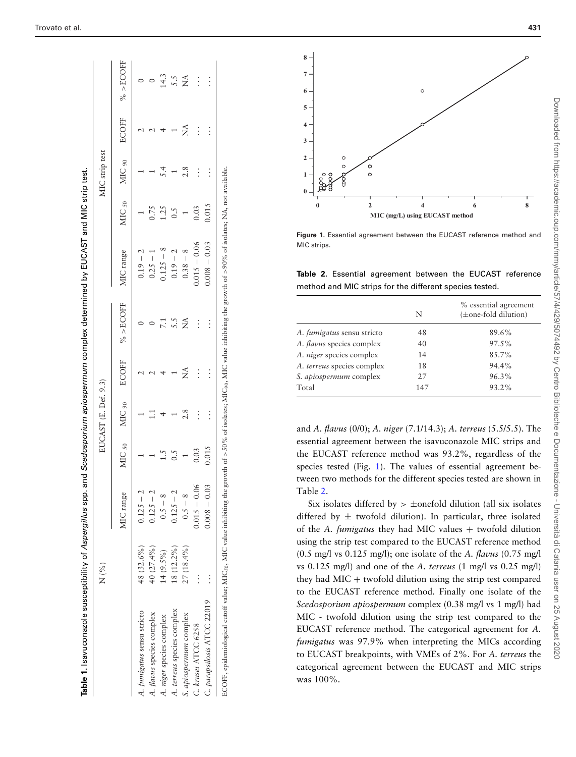**Table 1.** Isavuconazole susceptibility of *Aspergillus* spp. and *Scedosporium apiospermum* complex determined by EUCAST and MIC strip test.

| | N (%) | EUCAST (E. Def. 9.3) | | | | | MIC strip test | | | | |
|---|---|---|---|---|---|---|---|---|---|---|---|
| | | MIC range | MIC $_{50}$ | MIC $_{90}$ | ECOFF | % >ECOFF | MIC range | MIC $_{50}$ | MIC $_{90}$ | ECOFF | % >ECOFF |
| *A. fumigatus* sensu stricto | 48 (32.6%) | 0.125 – 2 | 1 | 1 | 2 | 0 | 0.19 – 2 | 1 | 1 | 2 | 0 |
| *A. flavus* species complex | 40 (27.4%) | 0.125 – 2 | 1 | 1.1 | 2 | 0 | 0.25 – 1 | 0.75 | 1 | 2 | 0 |
| *A. niger* species complex | 14 (9.5%) | 0.5 – 8 | 1.5 | 4 | 4 | 7.1 | 0.125 – 8 | 1.25 | 5.4 | 4 | 14.3 |
| *A. terreus* species complex | 18 (12.2%) | 0.125 – 2 | 0.5 | 1 | 1 | 5.5 | 0.19 – 2 | 0.5 | 1 | 1 | 5.5 |
| *S. apiospermum* complex | 27 (18.4%) | 0.5 – 8 | 1 | 2.8 | NA | NA | 0.38 – 8 | 1 | 2.8 | NA | NA |
| *C. krusei* ATCC 6258 | ... | 0.015 – 0.06 | 0.03 | ... | ... | ... | 0.015 – 0.06 | 0.03 | ... | ... | ... |
| *C. parapsilosis* ATCC 22019 | ... | 0.008 – 0.03 | 0.015 | ... | ... | ... | 0.008 – 0.03 | 0.015 | ... | ... | ... |

ECOFF, epidemiological cutoff value; MIC$_{50}$, MIC value inhibiting the growth of >50% of isolates; MIC$_{90}$, MIC value inhibiting the growth of >90% of isolates; NA, not available.

**Figure 1.** Essential agreement between the EUCAST reference method and MIC strips.

**Table 2.** Essential agreement between the EUCAST reference method and MIC strips for the different species tested.

| | N | % essential agreement (±one-fold dilution) |
|---|---|---|
| *A. fumigatus* sensu stricto | 48 | 89.6% |
| *A. flavus* species complex | 40 | 97.5% |
| *A. niger* species complex | 14 | 85.7% |
| *A. terreus* species complex | 18 | 94.4% |
| *S. apiospermum* complex | 27 | 96.3% |
| Total | 147 | 93.2% |

and *A. flavus* (0/0); *A. niger* (7.1/14.3); *A. terreus* (5.5/5.5). The essential agreement between the isavuconazole MIC strips and the EUCAST reference method was 93.2%, regardless of the species tested (Fig. 1). The values of essential agreement between two methods for the different species tested are shown in Table 2.

Six isolates differed by > ±onefold dilution (all six isolates differed by ± twofold dilution). In particular, three isolated of the *A. fumigatus* they had MIC values + twofold dilution using the strip test compared to the EUCAST reference method (0.5 mg/l vs 0.125 mg/l); one isolate of the *A. flavus* (0.75 mg/l vs 0.125 mg/l) and one of the *A. terreus* (1 mg/l vs 0.25 mg/l) they had MIC + twofold dilution using the strip test compared to the EUCAST reference method. Finally one isolate of the *Scedosporium apiospermum* complex (0.38 mg/l vs 1 mg/l) had MIC - twofold dilution using the strip test compared to the EUCAST reference method. The categorical agreement for *A. fumigatus* was 97.9% when interpreting the MICs according to EUCAST breakpoints, with VMEs of 2%. For *A. terreus* the categorical agreement between the EUCAST and MIC strips was 100%.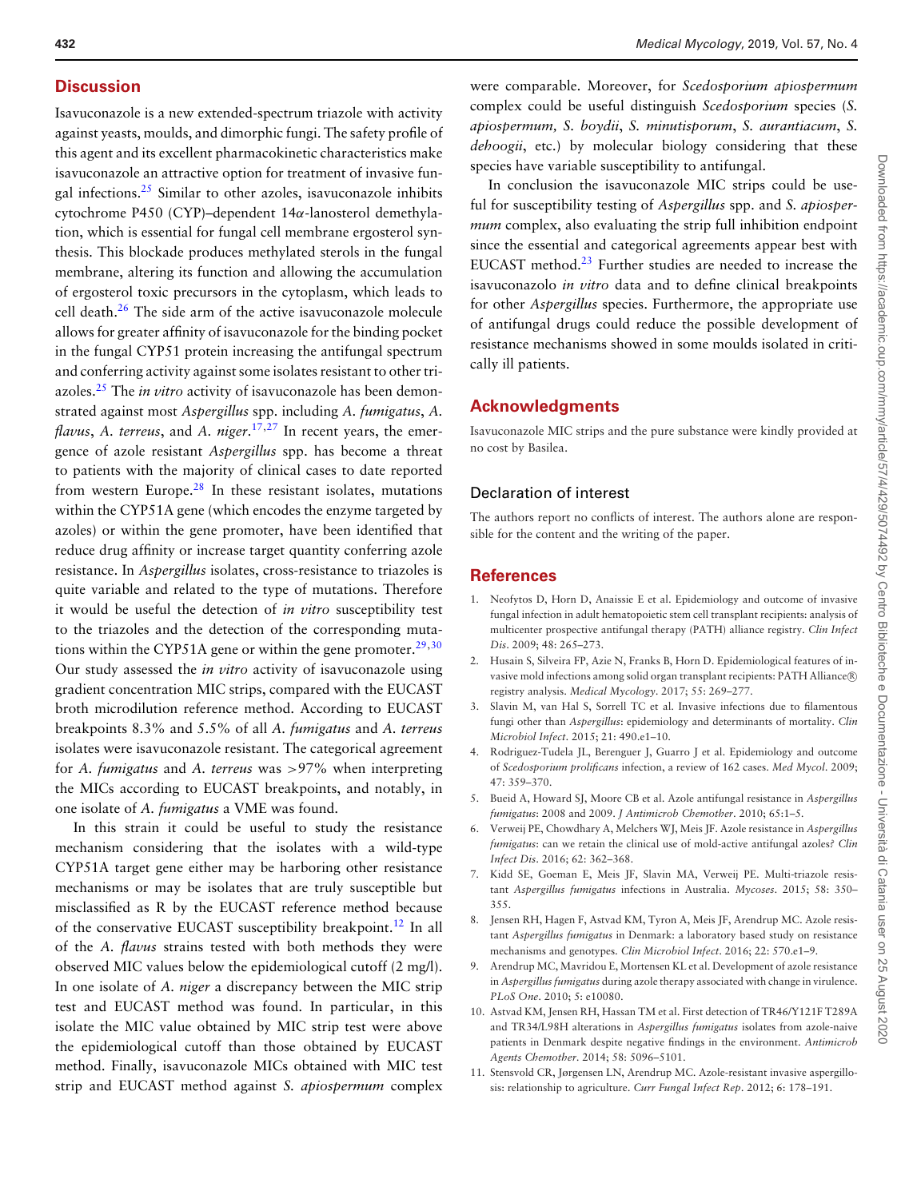## Discussion

Isavuconazole is a new extended-spectrum triazole with activity against yeasts, moulds, and dimorphic fungi. The safety profile of this agent and its excellent pharmacokinetic characteristics make isavuconazole an attractive option for treatment of invasive fungal infections.[25] Similar to other azoles, isavuconazole inhibits cytochrome P450 (CYP)–dependent 14$\alpha$-lanosterol demethylation, which is essential for fungal cell membrane ergosterol synthesis. This blockade produces methylated sterols in the fungal membrane, altering its function and allowing the accumulation of ergosterol toxic precursors in the cytoplasm, which leads to cell death.[26] The side arm of the active isavuconazole molecule allows for greater affinity of isavuconazole for the binding pocket in the fungal CYP51 protein increasing the antifungal spectrum and conferring activity against some isolates resistant to other triazoles.[25] The *in vitro* activity of isavuconazole has been demonstrated against most *Aspergillus* spp. including *A. fumigatus*, *A. flavus*, *A. terreus*, and *A. niger*.[17,27] In recent years, the emergence of azole resistant *Aspergillus* spp. has become a threat to patients with the majority of clinical cases to date reported from western Europe.[28] In these resistant isolates, mutations within the CYP51A gene (which encodes the enzyme targeted by azoles) or within the gene promoter, have been identified that reduce drug affinity or increase target quantity conferring azole resistance. In *Aspergillus* isolates, cross-resistance to triazoles is quite variable and related to the type of mutations. Therefore it would be useful the detection of *in vitro* susceptibility test to the triazoles and the detection of the corresponding mutations within the CYP51A gene or within the gene promoter.[29,30] Our study assessed the *in vitro* activity of isavuconazole using gradient concentration MIC strips, compared with the EUCAST broth microdilution reference method. According to EUCAST breakpoints 8.3% and 5.5% of all *A. fumigatus* and *A. terreus* isolates were isavuconazole resistant. The categorical agreement for *A. fumigatus* and *A. terreus* was >97% when interpreting the MICs according to EUCAST breakpoints, and notably, in one isolate of *A. fumigatus* a VME was found.

In this strain it could be useful to study the resistance mechanism considering that the isolates with a wild-type CYP51A target gene either may be harboring other resistance mechanisms or may be isolates that are truly susceptible but misclassified as R by the EUCAST reference method because of the conservative EUCAST susceptibility breakpoint.[12] In all of the *A. flavus* strains tested with both methods they were observed MIC values below the epidemiological cutoff (2 mg/l). In one isolate of *A. niger* a discrepancy between the MIC strip test and EUCAST method was found. In particular, in this isolate the MIC value obtained by MIC strip test were above the epidemiological cutoff than those obtained by EUCAST method. Finally, isavuconazole MICs obtained with MIC test strip and EUCAST method against *S. apiospermum* complex were comparable. Moreover, for *Scedosporium apiospermum* complex could be useful distinguish *Scedosporium* species (*S. apiospermum, S. boydii*, *S. minutisporum*, *S. aurantiacum*, *S. dehoogii*, etc.) by molecular biology considering that these species have variable susceptibility to antifungal.

In conclusion the isavuconazole MIC strips could be useful for susceptibility testing of *Aspergillus* spp. and *S. apiospermum* complex, also evaluating the strip full inhibition endpoint since the essential and categorical agreements appear best with EUCAST method.[23] Further studies are needed to increase the isavuconazolo *in vitro* data and to define clinical breakpoints for other *Aspergillus* species. Furthermore, the appropriate use of antifungal drugs could reduce the possible development of resistance mechanisms showed in some moulds isolated in critically ill patients.

## Acknowledgments

Isavuconazole MIC strips and the pure substance were kindly provided at no cost by Basilea.

### Declaration of interest

The authors report no conflicts of interest. The authors alone are responsible for the content and the writing of the paper.

## References

1. Neofytos D, Horn D, Anaissie E et al. Epidemiology and outcome of invasive fungal infection in adult hematopoietic stem cell transplant recipients: analysis of multicenter prospective antifungal therapy (PATH) alliance registry. *Clin Infect Dis*. 2009; 48: 265–273.
2. Husain S, Silveira FP, Azie N, Franks B, Horn D. Epidemiological features of invasive mold infections among solid organ transplant recipients: PATH Alliance® registry analysis. *Medical Mycology*. 2017; 55: 269–277.
3. Slavin M, van Hal S, Sorrell TC et al. Invasive infections due to filamentous fungi other than *Aspergillus*: epidemiology and determinants of mortality. *Clin Microbiol Infect*. 2015; 21: 490.e1–10.
4. Rodriguez-Tudela JL, Berenguer J, Guarro J et al. Epidemiology and outcome of *Scedosporium prolificans* infection, a review of 162 cases. *Med Mycol*. 2009; 47: 359–370.
5. Bueid A, Howard SJ, Moore CB et al. Azole antifungal resistance in *Aspergillus fumigatus*: 2008 and 2009. *J Antimicrob Chemother*. 2010; 65:1–5.
6. Verweij PE, Chowdhary A, Melchers WJ, Meis JF. Azole resistance in *Aspergillus fumigatus*: can we retain the clinical use of mold-active antifungal azoles? *Clin Infect Dis*. 2016; 62: 362–368.
7. Kidd SE, Goeman E, Meis JF, Slavin MA, Verweij PE. Multi-triazole resistant *Aspergillus fumigatus* infections in Australia. *Mycoses*. 2015; 58: 350–355.
8. Jensen RH, Hagen F, Astvad KM, Tyron A, Meis JF, Arendrup MC. Azole resistant *Aspergillus fumigatus* in Denmark: a laboratory based study on resistance mechanisms and genotypes. *Clin Microbiol Infect*. 2016; 22: 570.e1–9.
9. Arendrup MC, Mavridou E, Mortensen KL et al. Development of azole resistance in *Aspergillus fumigatus* during azole therapy associated with change in virulence. *PLoS One*. 2010; 5: e10080.
10. Astvad KM, Jensen RH, Hassan TM et al. First detection of TR46/Y121F T289A and TR34/L98H alterations in *Aspergillus fumigatus* isolates from azole-naive patients in Denmark despite negative findings in the environment. *Antimicrob Agents Chemother*. 2014; 58: 5096–5101.
11. Stensvold CR, Jørgensen LN, Arendrup MC. Azole-resistant invasive aspergillosis: relationship to agriculture. *Curr Fungal Infect Rep*. 2012; 6: 178–191.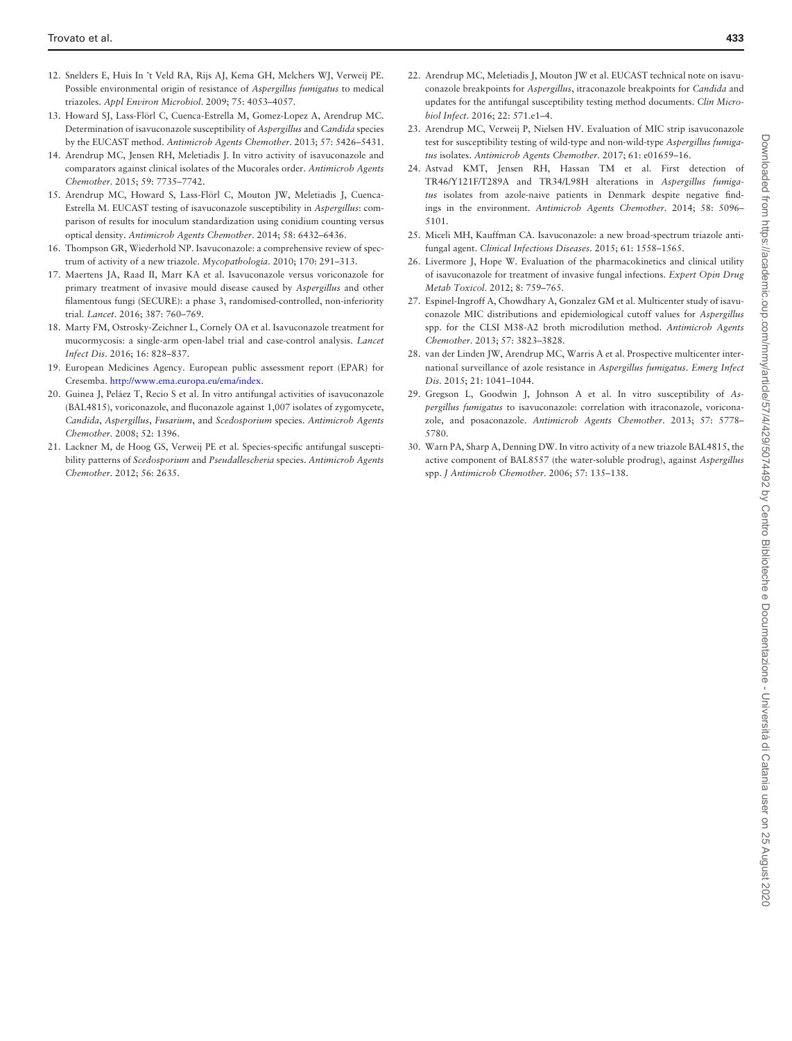12. Snelders E, Huis In 't Veld RA, Rijs AJ, Kema GH, Melchers WJ, Verweij PE. Possible environmental origin of resistance of *Aspergillus fumigatus* to medical triazoles. *Appl Environ Microbiol*. 2009; 75: 4053–4057.
13. Howard SJ, Lass-Flörl C, Cuenca-Estrella M, Gomez-Lopez A, Arendrup MC. Determination of isavuconazole susceptibility of *Aspergillus* and *Candida* species by the EUCAST method. *Antimicrob Agents Chemother*. 2013; 57: 5426–5431.
14. Arendrup MC, Jensen RH, Meletiadis J. In vitro activity of isavuconazole and comparators against clinical isolates of the Mucorales order. *Antimicrob Agents Chemother*. 2015; 59: 7735–7742.
15. Arendrup MC, Howard S, Lass-Flörl C, Mouton JW, Meletiadis J, Cuenca-Estrella M. EUCAST testing of isavuconazole susceptibility in *Aspergillus*: comparison of results for inoculum standardization using conidium counting versus optical density. *Antimicrob Agents Chemother*. 2014; 58: 6432–6436.
16. Thompson GR, Wiederhold NP. Isavuconazole: a comprehensive review of spectrum of activity of a new triazole. *Mycopathologia*. 2010; 170: 291–313.
17. Maertens JA, Raad II, Marr KA et al. Isavuconazole versus voriconazole for primary treatment of invasive mould disease caused by *Aspergillus* and other filamentous fungi (SECURE): a phase 3, randomised-controlled, non-inferiority trial. *Lancet*. 2016; 387: 760–769.
18. Marty FM, Ostrosky-Zeichner L, Cornely OA et al. Isavuconazole treatment for mucormycosis: a single-arm open-label trial and case-control analysis. *Lancet Infect Dis*. 2016; 16: 828–837.
19. European Medicines Agency. European public assessment report (EPAR) for Cresemba. http://www.ema.europa.eu/ema/index.
20. Guinea J, Peláez T, Recio S et al. In vitro antifungal activities of isavuconazole (BAL4815), voriconazole, and fluconazole against 1,007 isolates of zygomycete, *Candida*, *Aspergillus*, *Fusarium*, and *Scedosporium* species. *Antimicrob Agents Chemother*. 2008; 52: 1396.
21. Lackner M, de Hoog GS, Verweij PE et al. Species-specific antifungal susceptibility patterns of *Scedosporium* and *Pseudallescheria* species. *Antimicrob Agents Chemother*. 2012; 56: 2635.
22. Arendrup MC, Meletiadis J, Mouton JW et al. EUCAST technical note on isavuconazole breakpoints for *Aspergillus*, itraconazole breakpoints for *Candida* and updates for the antifungal susceptibility testing method documents. *Clin Microbiol Infect*. 2016; 22: 571.e1–4.
23. Arendrup MC, Verweij P, Nielsen HV. Evaluation of MIC strip isavuconazole test for susceptibility testing of wild-type and non-wild-type *Aspergillus fumigatus* isolates. *Antimicrob Agents Chemother*. 2017; 61: e01659–16.
24. Astvad KMT, Jensen RH, Hassan TM et al. First detection of TR46/Y121F/T289A and TR34/L98H alterations in *Aspergillus fumigatus* isolates from azole-naive patients in Denmark despite negative findings in the environment. *Antimicrob Agents Chemother*. 2014; 58: 5096–5101.
25. Miceli MH, Kauffman CA. Isavuconazole: a new broad-spectrum triazole antifungal agent. *Clinical Infectious Diseases*. 2015; 61: 1558–1565.
26. Livermore J, Hope W. Evaluation of the pharmacokinetics and clinical utility of isavuconazole for treatment of invasive fungal infections. *Expert Opin Drug Metab Toxicol*. 2012; 8: 759–765.
27. Espinel-Ingroff A, Chowdhary A, Gonzalez GM et al. Multicenter study of isavuconazole MIC distributions and epidemiological cutoff values for *Aspergillus* spp. for the CLSI M38-A2 broth microdilution method. *Antimicrob Agents Chemother*. 2013; 57: 3823–3828.
28. van der Linden JW, Arendrup MC, Warris A et al. Prospective multicenter international surveillance of azole resistance in *Aspergillus fumigatus*. *Emerg Infect Dis*. 2015; 21: 1041–1044.
29. Gregson L, Goodwin J, Johnson A et al. In vitro susceptibility of *Aspergillus fumigatus* to isavuconazole: correlation with itraconazole, voriconazole, and posaconazole. *Antimicrob Agents Chemother*. 2013; 57: 5778–5780.
30. Warn PA, Sharp A, Denning DW. In vitro activity of a new triazole BAL4815, the active component of BAL8557 (the water-soluble prodrug), against *Aspergillus* spp. *J Antimicrob Chemother*. 2006; 57: 135–138.